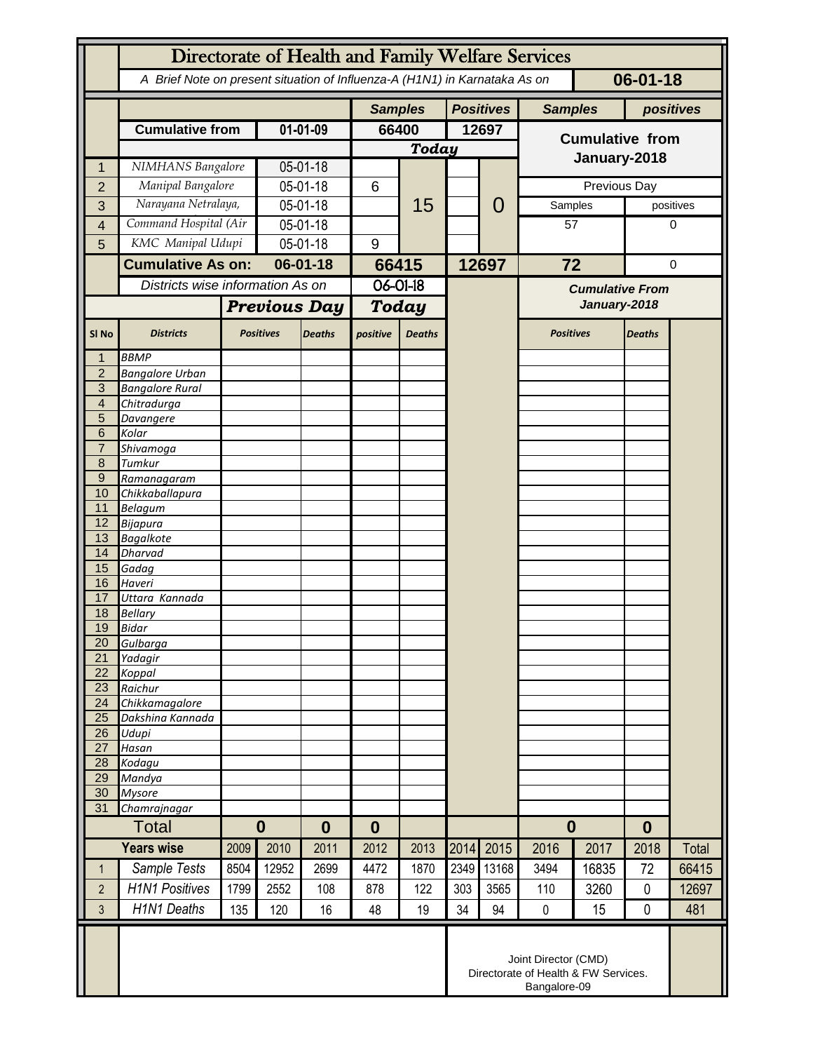# Directorate of Health and Family Welfare Services

A Brief Note on present situation of Influenza-A (H1N1) in Karnataka As on **06-01-18**

| | | Samples | Positives | Samples | positives |
|---|---|---|---|---|---|
| **Cumulative from** | **01-01-09** | **66400** | **12697** | **Cumulative from January-2018** | |
| | | ***Today*** | | | |
| 1 NIMHANS Bangalore | 05-01-18 | | | | |
| 2 Manipal Bangalore | 05-01-18 | 6 | | Previous Day | |
| 3 Narayana Netralaya, | 05-01-18 | 15 | 0 | Samples | positives |
| 4 Command Hospital (Air | 05-01-18 | | | 57 | 0 |
| 5 KMC Manipal Udupi | 05-01-18 | 9 | | | |
| **Cumulative As on:** | **06-01-18** | **66415** | **12697** | **72** | 0 |

Districts wise information As on **06-01-18**

| Sl No | Districts | Previous Day Positives | Previous Day Deaths | Today positive | Today Deaths | Cumulative From January-2018 Positives | Cumulative From January-2018 Deaths |
|---|---|---|---|---|---|---|---|
| 1 | BBMP | | | | | | |
| 2 | Bangalore Urban | | | | | | |
| 3 | Bangalore Rural | | | | | | |
| 4 | Chitradurga | | | | | | |
| 5 | Davangere | | | | | | |
| 6 | Kolar | | | | | | |
| 7 | Shivamoga | | | | | | |
| 8 | Tumkur | | | | | | |
| 9 | Ramanagaram | | | | | | |
| 10 | Chikkaballapura | | | | | | |
| 11 | Belagum | | | | | | |
| 12 | Bijapura | | | | | | |
| 13 | Bagalkote | | | | | | |
| 14 | Dharvad | | | | | | |
| 15 | Gadag | | | | | | |
| 16 | Haveri | | | | | | |
| 17 | Uttara Kannada | | | | | | |
| 18 | Bellary | | | | | | |
| 19 | Bidar | | | | | | |
| 20 | Gulbarga | | | | | | |
| 21 | Yadagir | | | | | | |
| 22 | Koppal | | | | | | |
| 23 | Raichur | | | | | | |
| 24 | Chikkamagalore | | | | | | |
| 25 | Dakshina Kannada | | | | | | |
| 26 | Udupi | | | | | | |
| 27 | Hasan | | | | | | |
| 28 | Kodagu | | | | | | |
| 29 | Mandya | | | | | | |
| 30 | Mysore | | | | | | |
| 31 | Chamrajnagar | | | | | | |
| | **Total** | **0** | **0** | **0** | | **0** | **0** |

| | Years wise | 2009 | 2010 | 2011 | 2012 | 2013 | 2014 | 2015 | 2016 | 2017 | 2018 | Total |
|---|---|---|---|---|---|---|---|---|---|---|---|---|
| 1 | Sample Tests | 8504 | 12952 | 2699 | 4472 | 1870 | 2349 | 13168 | 3494 | 16835 | 72 | 66415 |
| 2 | H1N1 Positives | 1799 | 2552 | 108 | 878 | 122 | 303 | 3565 | 110 | 3260 | 0 | 12697 |
| 3 | H1N1 Deaths | 135 | 120 | 16 | 48 | 19 | 34 | 94 | 0 | 15 | 0 | 481 |

Joint Director (CMD)
Directorate of Health & FW Services.
Bangalore-09